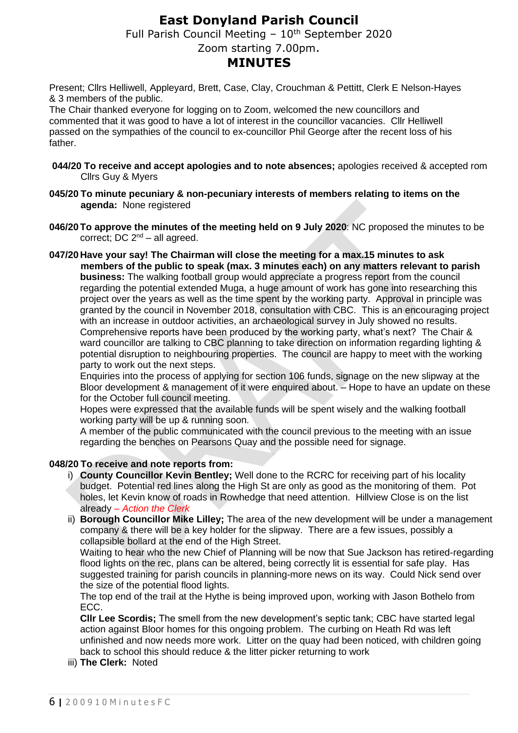# East Donyland Parish Council

Full Parish Council Meeting – 10th September 2020

Zoom starting 7.00pm.

## MINUTES

Present; Cllrs Helliwell, Appleyard, Brett, Case, Clay, Crouchman & Pettitt, Clerk E Nelson-Hayes & 3 members of the public.

The Chair thanked everyone for logging on to Zoom, welcomed the new councillors and commented that it was good to have a lot of interest in the councillor vacancies. Cllr Helliwell passed on the sympathies of the council to ex-councillor Phil George after the recent loss of his father.

**044/20 To receive and accept apologies and to note absences;** apologies received & accepted rom Cllrs Guy & Myers

**045/20 To minute pecuniary & non-pecuniary interests of members relating to items on the agenda:** None registered

**046/20 To approve the minutes of the meeting held on 9 July 2020**: NC proposed the minutes to be correct; DC 2nd – all agreed.

**047/20 Have your say! The Chairman will close the meeting for a max.15 minutes to ask members of the public to speak (max. 3 minutes each) on any matters relevant to parish business:** The walking football group would appreciate a progress report from the council regarding the potential extended Muga, a huge amount of work has gone into researching this project over the years as well as the time spent by the working party. Approval in principle was granted by the council in November 2018, consultation with CBC. This is an encouraging project with an increase in outdoor activities, an archaeological survey in July showed no results. Comprehensive reports have been produced by the working party, what's next? The Chair & ward councillor are talking to CBC planning to take direction on information regarding lighting & potential disruption to neighbouring properties. The council are happy to meet with the working party to work out the next steps.

Enquiries into the process of applying for section 106 funds, signage on the new slipway at the Bloor development & management of it were enquired about. – Hope to have an update on these for the October full council meeting.

Hopes were expressed that the available funds will be spent wisely and the walking football working party will be up & running soon.

A member of the public communicated with the council previous to the meeting with an issue regarding the benches on Pearsons Quay and the possible need for signage.

**048/20 To receive and note reports from:**

i) **County Councillor Kevin Bentley;** Well done to the RCRC for receiving part of his locality budget. Potential red lines along the High St are only as good as the monitoring of them. Pot holes, let Kevin know of roads in Rowhedge that need attention. Hillview Close is on the list already *– Action the Clerk*

ii) **Borough Councillor Mike Lilley;** The area of the new development will be under a management company & there will be a key holder for the slipway. There are a few issues, possibly a collapsible bollard at the end of the High Street.

Waiting to hear who the new Chief of Planning will be now that Sue Jackson has retired-regarding flood lights on the rec, plans can be altered, being correctly lit is essential for safe play. Has suggested training for parish councils in planning-news on its way. Could Nick send over the size of the potential flood lights.

The top end of the trail at the Hythe is being improved upon, working with Jason Bothelo from ECC.

**Cllr Lee Scordis;** The smell from the new development's septic tank; CBC have started legal action against Bloor homes for this ongoing problem. The curbing on Heath Rd was left unfinished and now needs more work. Litter on the quay had been noticed, with children going back to school this should reduce & the litter picker returning to work

iii) **The Clerk:** Noted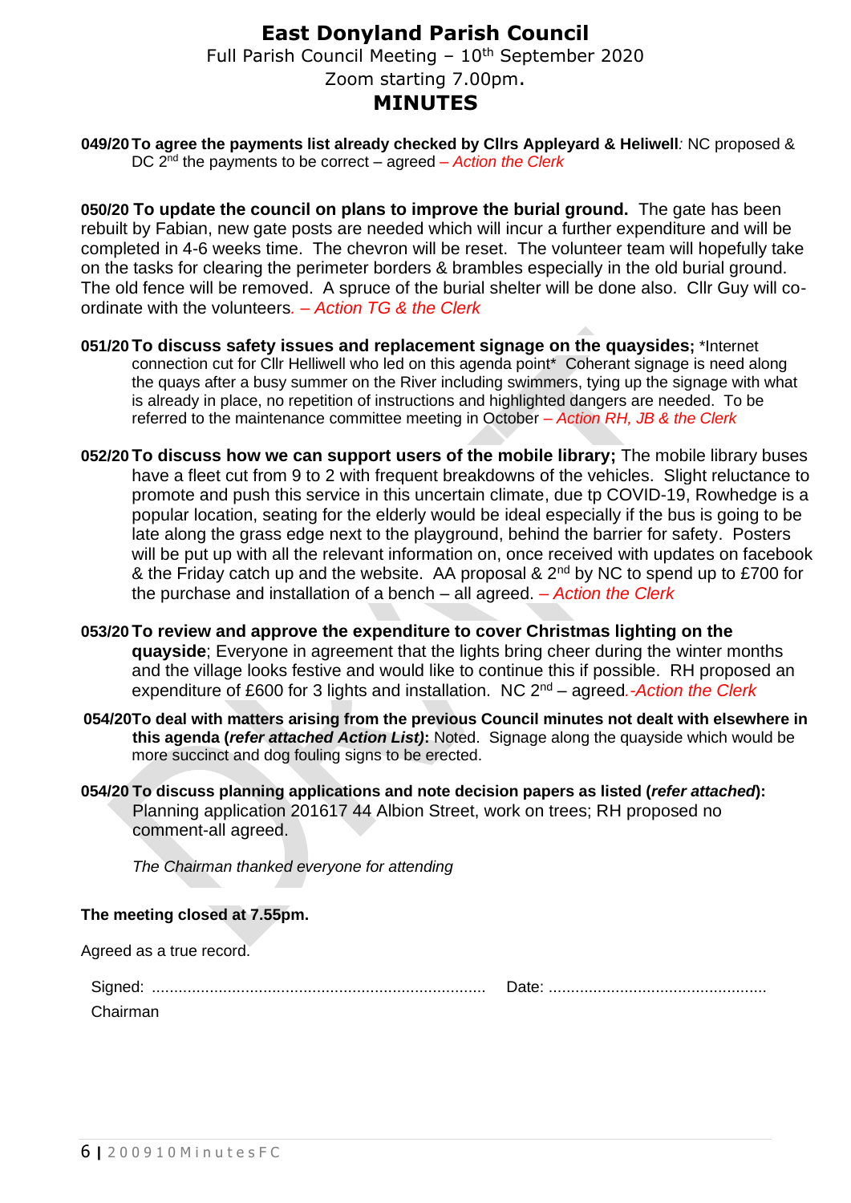# East Donyland Parish Council

Full Parish Council Meeting – 10th September 2020

Zoom starting 7.00pm.

## MINUTES

**049/20 To agree the payments list already checked by Cllrs Appleyard & Heliwell***:* NC proposed & DC 2nd the payments to be correct – agreed *– Action the Clerk*

**050/20 To update the council on plans to improve the burial ground.** The gate has been rebuilt by Fabian, new gate posts are needed which will incur a further expenditure and will be completed in 4-6 weeks time. The chevron will be reset. The volunteer team will hopefully take on the tasks for clearing the perimeter borders & brambles especially in the old burial ground. The old fence will be removed. A spruce of the burial shelter will be done also. Cllr Guy will co-ordinate with the volunteers*. – Action TG & the Clerk*

**051/20 To discuss safety issues and replacement signage on the quaysides;** *Internet connection cut for Cllr Helliwell who led on this agenda point* Coherant signage is need along the quays after a busy summer on the River including swimmers, tying up the signage with what is already in place, no repetition of instructions and highlighted dangers are needed. To be referred to the maintenance committee meeting in October *– Action RH, JB & the Clerk*

**052/20 To discuss how we can support users of the mobile library;** The mobile library buses have a fleet cut from 9 to 2 with frequent breakdowns of the vehicles. Slight reluctance to promote and push this service in this uncertain climate, due tp COVID-19, Rowhedge is a popular location, seating for the elderly would be ideal especially if the bus is going to be late along the grass edge next to the playground, behind the barrier for safety. Posters will be put up with all the relevant information on, once received with updates on facebook & the Friday catch up and the website. AA proposal & 2nd by NC to spend up to £700 for the purchase and installation of a bench – all agreed. *– Action the Clerk*

**053/20 To review and approve the expenditure to cover Christmas lighting on the quayside**; Everyone in agreement that the lights bring cheer during the winter months and the village looks festive and would like to continue this if possible. RH proposed an expenditure of £600 for 3 lights and installation. NC 2nd – agreed*.-Action the Clerk*

**054/20 To deal with matters arising from the previous Council minutes not dealt with elsewhere in this agenda (*refer attached Action List)*:** Noted. Signage along the quayside which would be more succinct and dog fouling signs to be erected.

**054/20 To discuss planning applications and note decision papers as listed (*refer attached*):** Planning application 201617 44 Albion Street, work on trees; RH proposed no comment-all agreed.

*The Chairman thanked everyone for attending*

**The meeting closed at 7.55pm.**

Agreed as a true record.

Signed: ............................................................................ Date: .................................................

Chairman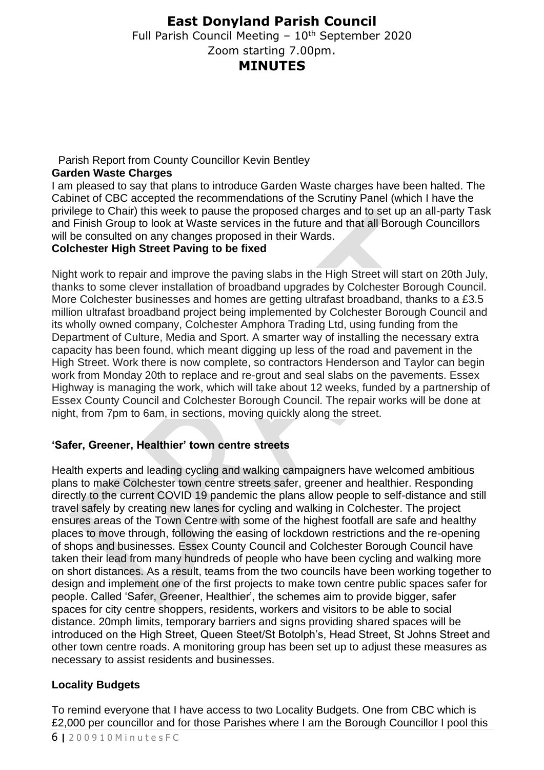# East Donyland Parish Council

Full Parish Council Meeting – 10th September 2020

Zoom starting 7.00pm.

## MINUTES

Parish Report from County Councillor Kevin Bentley

**Garden Waste Charges**

I am pleased to say that plans to introduce Garden Waste charges have been halted. The Cabinet of CBC accepted the recommendations of the Scrutiny Panel (which I have the privilege to Chair) this week to pause the proposed charges and to set up an all-party Task and Finish Group to look at Waste services in the future and that all Borough Councillors will be consulted on any changes proposed in their Wards.

**Colchester High Street Paving to be fixed**

Night work to repair and improve the paving slabs in the High Street will start on 20th July, thanks to some clever installation of broadband upgrades by Colchester Borough Council. More Colchester businesses and homes are getting ultrafast broadband, thanks to a £3.5 million ultrafast broadband project being implemented by Colchester Borough Council and its wholly owned company, Colchester Amphora Trading Ltd, using funding from the Department of Culture, Media and Sport. A smarter way of installing the necessary extra capacity has been found, which meant digging up less of the road and pavement in the High Street. Work there is now complete, so contractors Henderson and Taylor can begin work from Monday 20th to replace and re-grout and seal slabs on the pavements. Essex Highway is managing the work, which will take about 12 weeks, funded by a partnership of Essex County Council and Colchester Borough Council. The repair works will be done at night, from 7pm to 6am, in sections, moving quickly along the street.

**'Safer, Greener, Healthier' town centre streets**

Health experts and leading cycling and walking campaigners have welcomed ambitious plans to make Colchester town centre streets safer, greener and healthier. Responding directly to the current COVID 19 pandemic the plans allow people to self-distance and still travel safely by creating new lanes for cycling and walking in Colchester. The project ensures areas of the Town Centre with some of the highest footfall are safe and healthy places to move through, following the easing of lockdown restrictions and the re-opening of shops and businesses. Essex County Council and Colchester Borough Council have taken their lead from many hundreds of people who have been cycling and walking more on short distances. As a result, teams from the two councils have been working together to design and implement one of the first projects to make town centre public spaces safer for people. Called 'Safer, Greener, Healthier', the schemes aim to provide bigger, safer spaces for city centre shoppers, residents, workers and visitors to be able to social distance. 20mph limits, temporary barriers and signs providing shared spaces will be introduced on the High Street, Queen Steet/St Botolph's, Head Street, St Johns Street and other town centre roads. A monitoring group has been set up to adjust these measures as necessary to assist residents and businesses.

**Locality Budgets**

To remind everyone that I have access to two Locality Budgets. One from CBC which is £2,000 per councillor and for those Parishes where I am the Borough Councillor I pool this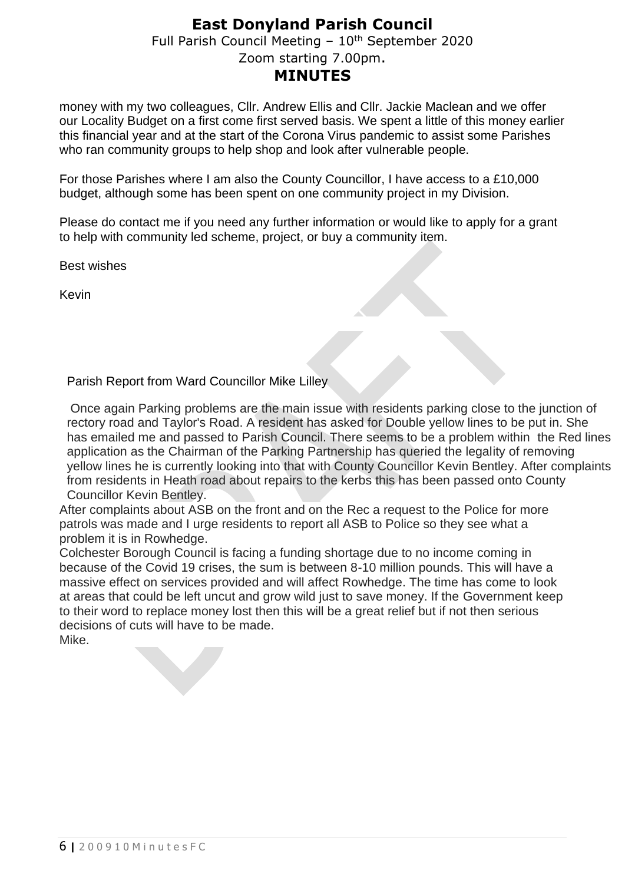money with my two colleagues, Cllr. Andrew Ellis and Cllr. Jackie Maclean and we offer our Locality Budget on a first come first served basis. We spent a little of this money earlier this financial year and at the start of the Corona Virus pandemic to assist some Parishes who ran community groups to help shop and look after vulnerable people.

For those Parishes where I am also the County Councillor, I have access to a £10,000 budget, although some has been spent on one community project in my Division.

Please do contact me if you need any further information or would like to apply for a grant to help with community led scheme, project, or buy a community item.

Best wishes

Kevin

Parish Report from Ward Councillor Mike Lilley

Once again Parking problems are the main issue with residents parking close to the junction of rectory road and Taylor's Road. A resident has asked for Double yellow lines to be put in. She has emailed me and passed to Parish Council. There seems to be a problem within the Red lines application as the Chairman of the Parking Partnership has queried the legality of removing yellow lines he is currently looking into that with County Councillor Kevin Bentley. After complaints from residents in Heath road about repairs to the kerbs this has been passed onto County Councillor Kevin Bentley.

After complaints about ASB on the front and on the Rec a request to the Police for more patrols was made and I urge residents to report all ASB to Police so they see what a problem it is in Rowhedge.

Colchester Borough Council is facing a funding shortage due to no income coming in because of the Covid 19 crises, the sum is between 8-10 million pounds. This will have a massive effect on services provided and will affect Rowhedge. The time has come to look at areas that could be left uncut and grow wild just to save money. If the Government keep to their word to replace money lost then this will be a great relief but if not then serious decisions of cuts will have to be made.

Mike.